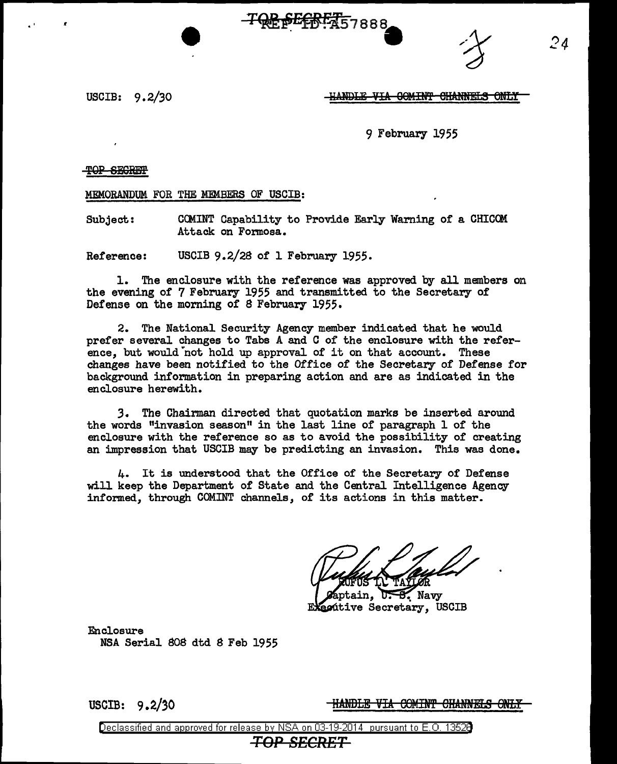USCIB: 9.2/30

HANDLE VIA COMINT CHANNELS ONLY

9 February 1955

TOP SECRET

MEMORANDUM FOR THE MEMBERS OF USCIB:

Subject: COMINT Capability to Provide Early Warning of a CHICOM Attack on Formosa.

Reference: USCIB 9.2/28 of 1 February 1955.

1. The enclosure with the reference was approved by all members on the evening of 7 February 1955 and transmitted to the Secretary of Defense on the morning of 8 February 1955.

2. The National Security Agency member indicated that he would prefer several changes to Tabs A and C of the enclosure with the reference, but would not hold up approval of it on that account. These changes have been notified to the Office of the Secretary of Defense for background information in preparing action and are as indicated in the enclosure herewith.

3. The Chairman directed that quotation marks be inserted around the words "invasion season" in the last line of paragraph 1 of the enclosure with the reference so as to avoid the possibility of creating an impression that USCIB may be predicting an invasion. This was done.

4. It is understood that the Office of the Secretary of Defense will keep the Department of State and the Central Intelligence Agency informed, through COMINT channels, of its actions in this matter.

RUFUS L. TAYLOR
Captain, U. S. Navy
Executive Secretary, USCIB

Enclosure
NSA Serial 808 dtd 8 Feb 1955

USCIB: 9.2/30

HANDLE VIA COMINT CHANNELS ONLY

TOP SECRET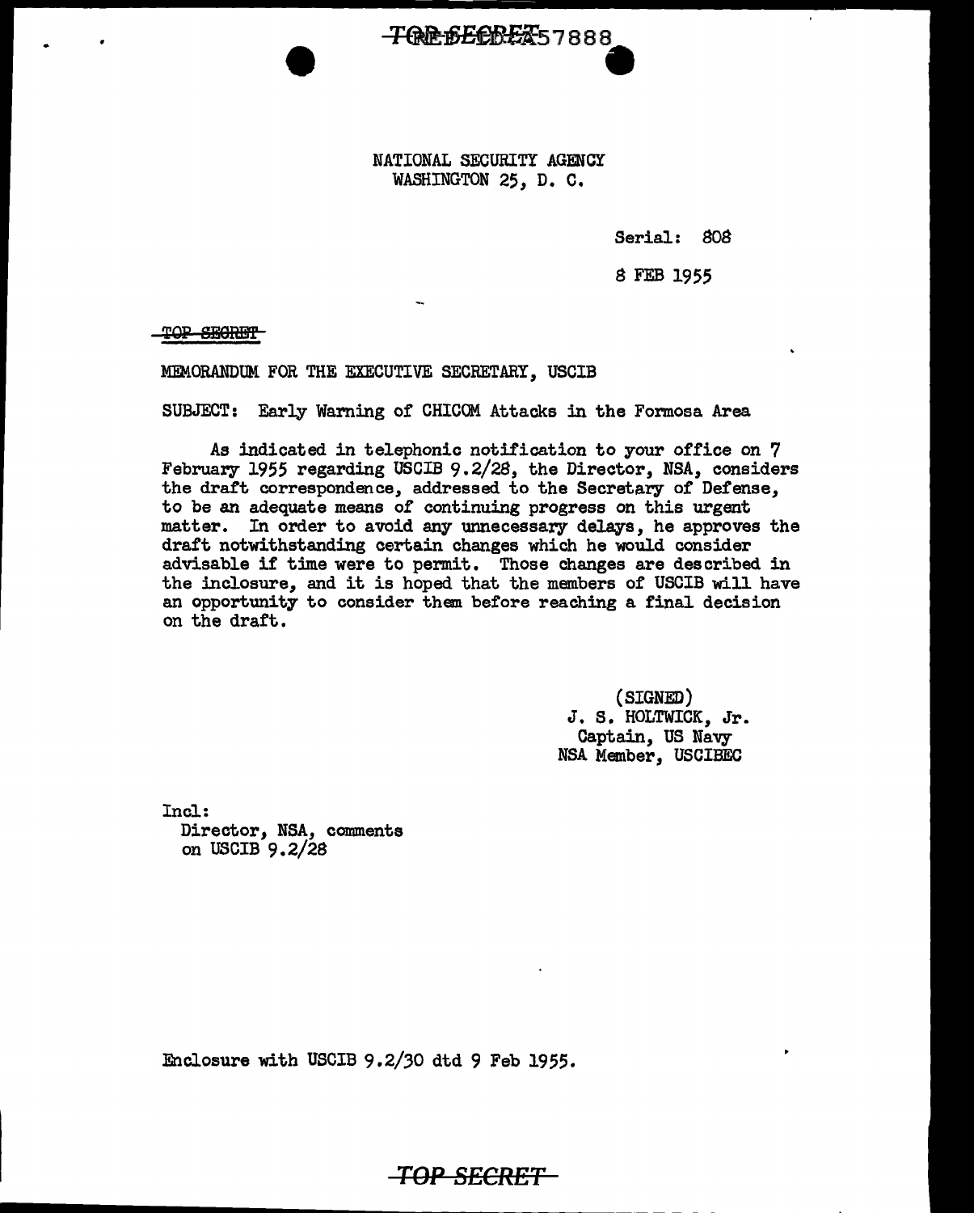NATIONAL SECURITY AGENCY
WASHINGTON 25, D. C.

Serial: 808

8 FEB 1955

TOP SECRET

MEMORANDUM FOR THE EXECUTIVE SECRETARY, USCIB

SUBJECT: Early Warning of CHICOM Attacks in the Formosa Area

As indicated in telephonic notification to your office on 7 February 1955 regarding USCIB 9.2/28, the Director, NSA, considers the draft correspondence, addressed to the Secretary of Defense, to be an adequate means of continuing progress on this urgent matter. In order to avoid any unnecessary delays, he approves the draft notwithstanding certain changes which he would consider advisable if time were to permit. Those changes are described in the inclosure, and it is hoped that the members of USCIB will have an opportunity to consider them before reaching a final decision on the draft.

(SIGNED)
J. S. HOLTWICK, Jr.
Captain, US Navy
NSA Member, USCIBEC

Incl:
Director, NSA, comments on USCIB 9.2/28

Enclosure with USCIB 9.2/30 dtd 9 Feb 1955.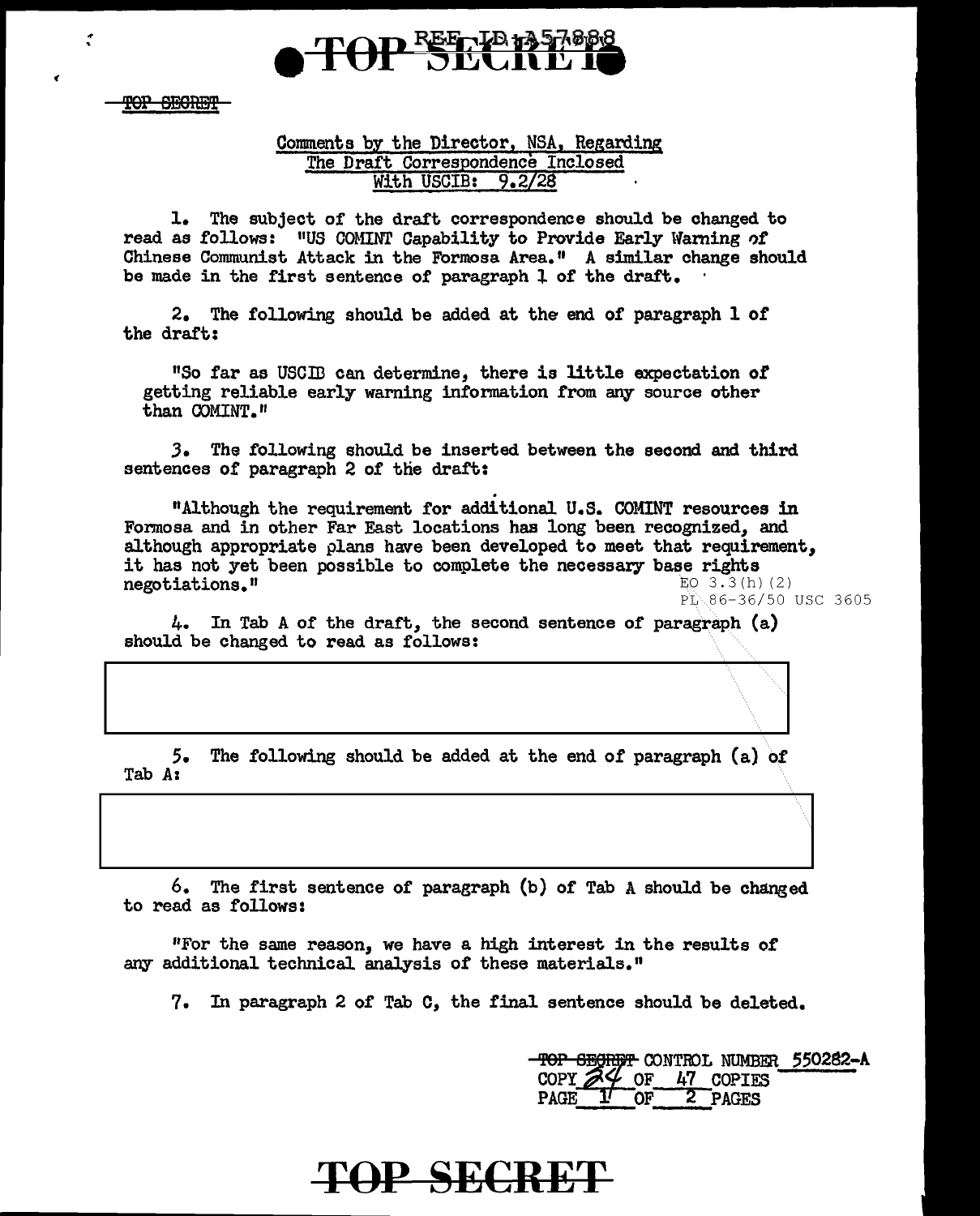TOP SECRET

## Comments by the Director, NSA, Regarding The Draft Correspondence Inclosed With USCIB: 9.2/28

1. The subject of the draft correspondence should be changed to read as follows: "US COMINT Capability to Provide Early Warning of Chinese Communist Attack in the Formosa Area." A similar change should be made in the first sentence of paragraph 1 of the draft.

2. The following should be added at the end of paragraph 1 of the draft:

"So far as USCIB can determine, there is little expectation of getting reliable early warning information from any source other than COMINT."

3. The following should be inserted between the second and third sentences of paragraph 2 of the draft:

"Although the requirement for additional U.S. COMINT resources in Formosa and in other Far East locations has long been recognized, and although appropriate plans have been developed to meet that requirement, it has not yet been possible to complete the necessary base rights negotiations."

EO 3.3(h)(2)
PL 86-36/50 USC 3605

4. In Tab A of the draft, the second sentence of paragraph (a) should be changed to read as follows:

[REDACTED]

5. The following should be added at the end of paragraph (a) of Tab A:

[REDACTED]

6. The first sentence of paragraph (b) of Tab A should be changed to read as follows:

"For the same reason, we have a high interest in the results of any additional technical analysis of these materials."

7. In paragraph 2 of Tab C, the final sentence should be deleted.

~~TOP SECRET~~ CONTROL NUMBER 550282-A
COPY 24 OF 47 COPIES
PAGE 1 OF 2 PAGES

TOP SECRET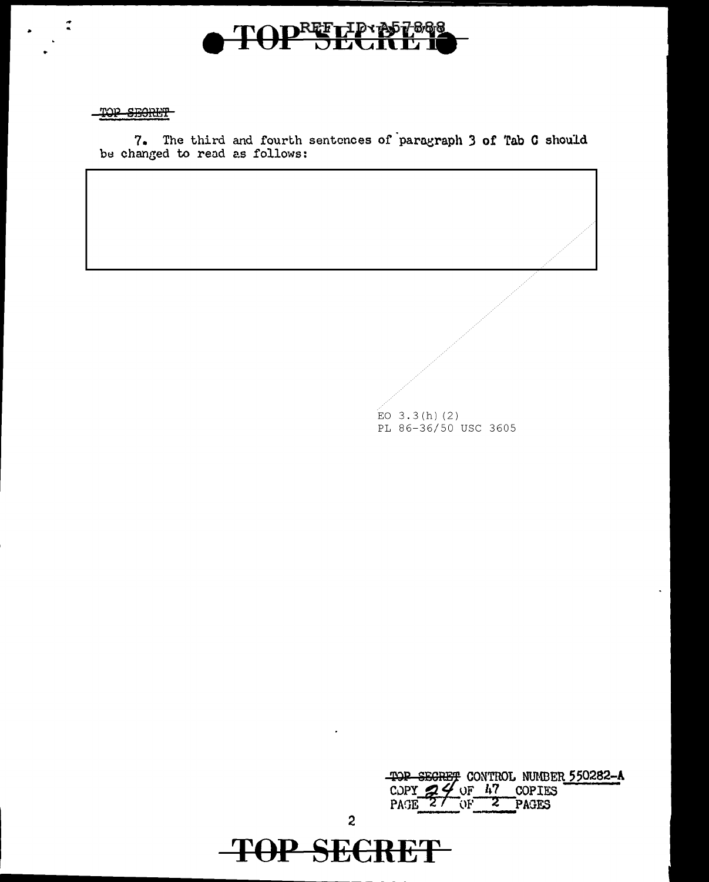TOP SECRET

7. The third and fourth sentences of paragraph 3 of Tab C should be changed to read as follows:

EO 3.3(h)(2)
PL 86-36/50 USC 3605

TOP SECRET CONTROL NUMBER 550282-A
COPY 24 OF 47 COPIES
PAGE 2 OF 2 PAGES